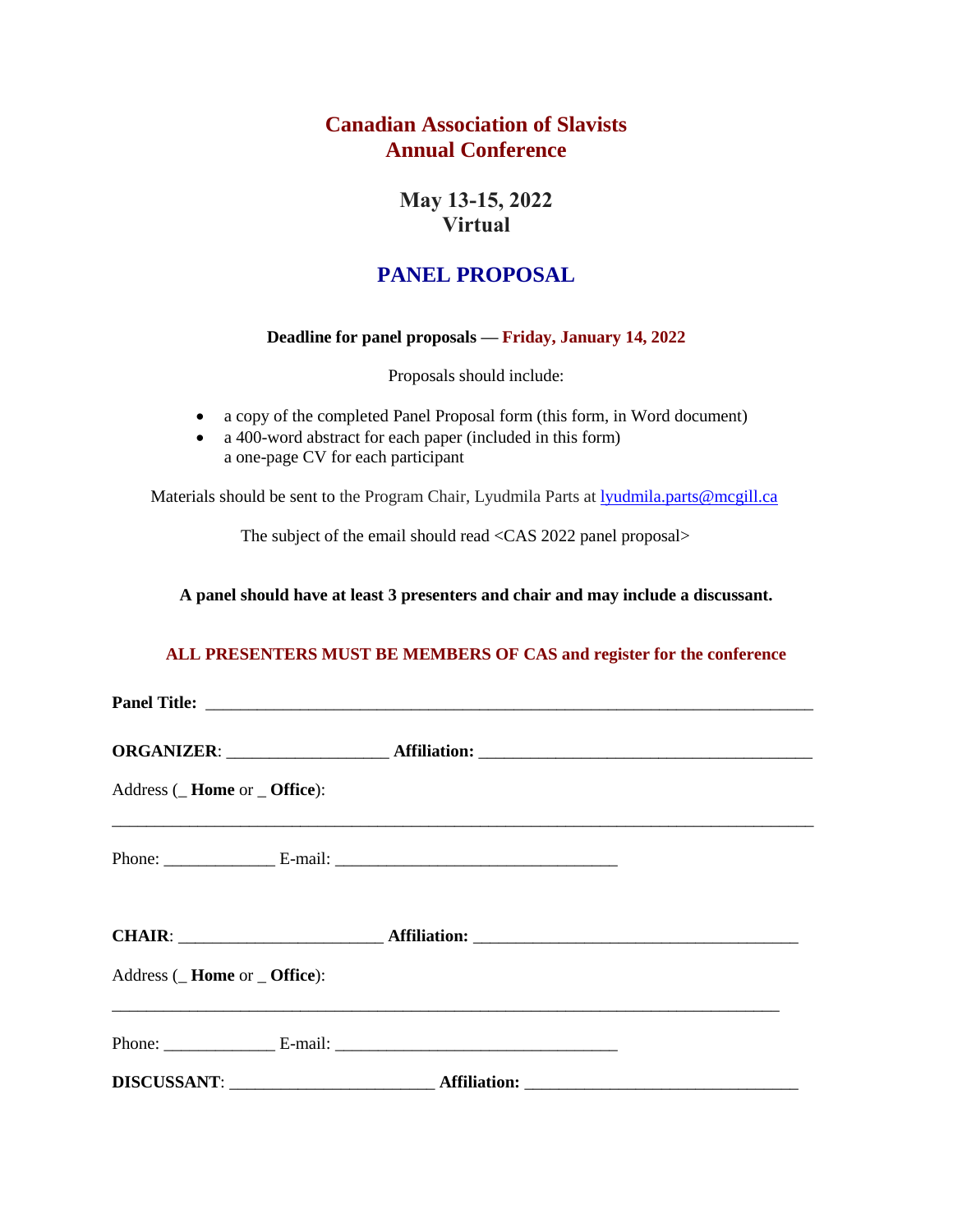# Canadian Association of Slavists
# Annual Conference

## May 13-15, 2022
## Virtual

## PANEL PROPOSAL

**Deadline for panel proposals — Friday, January 14, 2022**

Proposals should include:

- a copy of the completed Panel Proposal form (this form, in Word document)
- a 400-word abstract for each paper (included in this form)
  a one-page CV for each participant

Materials should be sent to the Program Chair, Lyudmila Parts at lyudmila.parts@mcgill.ca

The subject of the email should read <CAS 2022 panel proposal>

**A panel should have at least 3 presenters and chair and may include a discussant.**

**ALL PRESENTERS MUST BE MEMBERS OF CAS and register for the conference**

**Panel Title:** ______________________________________________________________________

**ORGANIZER**: __________________ **Affiliation:** _____________________________________

Address (_ **Home** or _ **Office**):

_______________________________________________________________________________

Phone: _____________ E-mail: ________________________________

**CHAIR**: _______________________ **Affiliation:** ____________________________________

Address (_ **Home** or _ **Office**):

_______________________________________________________________________________

Phone: _____________ E-mail: ________________________________

**DISCUSSANT**: _______________________ **Affiliation:** ______________________________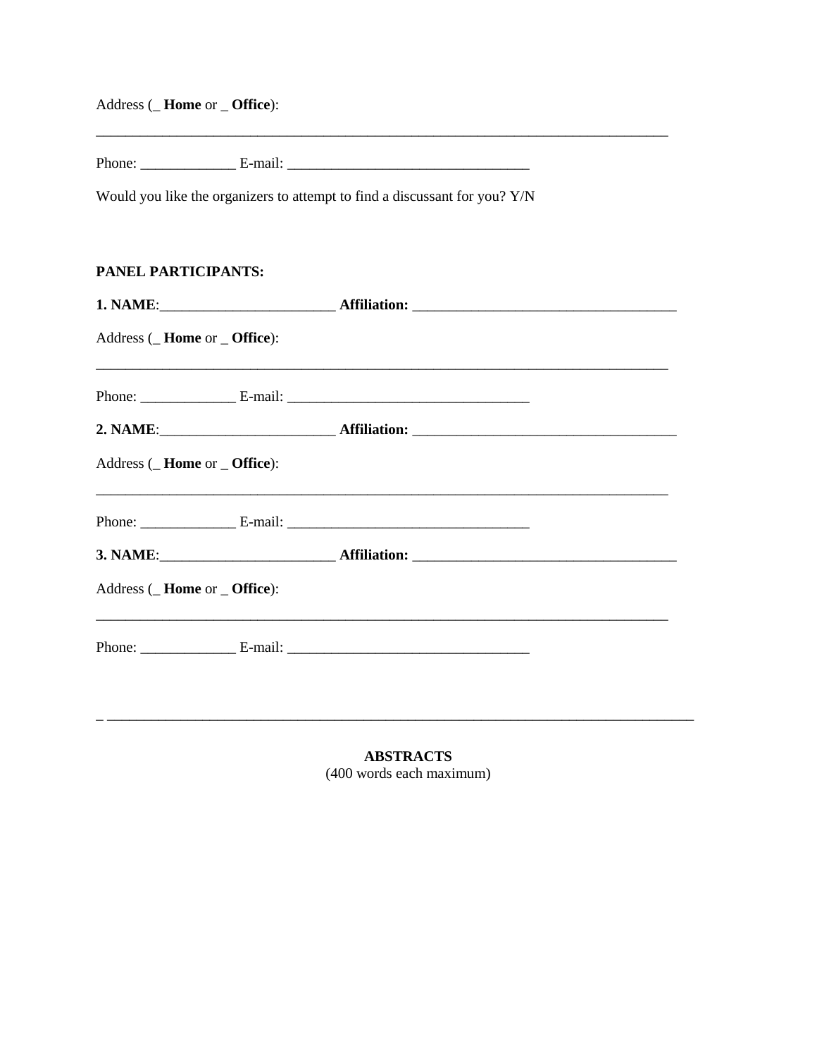Address (_ **Home** or _ **Office**):

________________________________________________________________________________

Phone: _____________ E-mail: _________________________________

Would you like the organizers to attempt to find a discussant for you? Y/N

**PANEL PARTICIPANTS:**

**1. NAME**:________________________ **Affiliation:** ____________________________________

Address (_ **Home** or _ **Office**):

________________________________________________________________________________

Phone: _____________ E-mail: _________________________________

**2. NAME**:________________________ **Affiliation:** ____________________________________

Address (_ **Home** or _ **Office**):

________________________________________________________________________________

Phone: _____________ E-mail: _________________________________

**3. NAME**:________________________ **Affiliation:** ____________________________________

Address (_ **Home** or _ **Office**):

________________________________________________________________________________

Phone: _____________ E-mail: _________________________________

_ ________________________________________________________________________________

**ABSTRACTS**
(400 words each maximum)